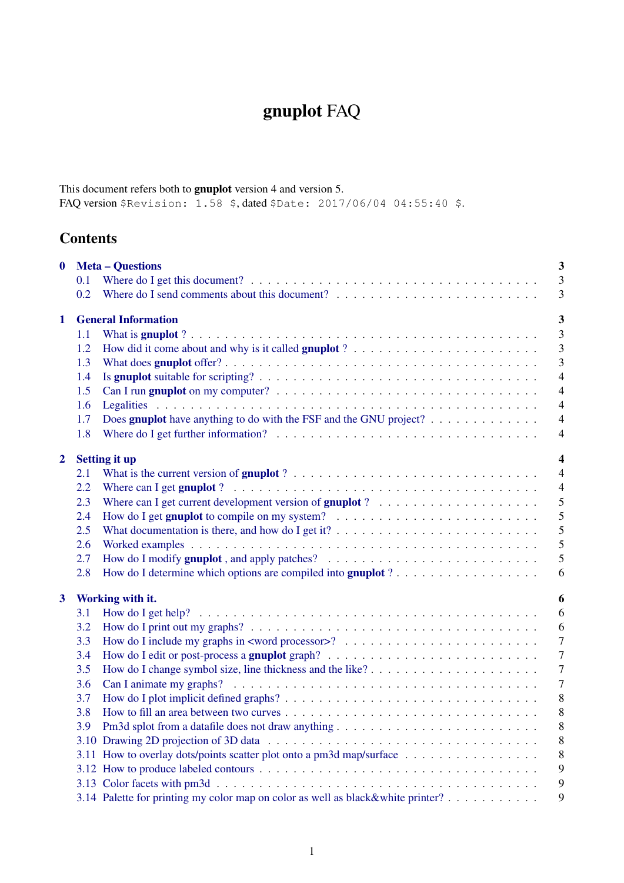# **gnuplot** FAQ

This document refers both to **gnuplot** version 4 and version 5.
FAQ version `$Revision: 1.58 $`, dated `$Date: 2017/06/04 04:55:40 $`.

## Contents

**0 Meta – Questions** **3**
- 0.1 Where do I get this document? . . . 3
- 0.2 Where do I send comments about this document? . . . 3

**1 General Information** **3**
- 1.1 What is **gnuplot** ? . . . 3
- 1.2 How did it come about and why is it called **gnuplot** ? . . . 3
- 1.3 What does **gnuplot** offer? . . . 3
- 1.4 Is **gnuplot** suitable for scripting? . . . 4
- 1.5 Can I run **gnuplot** on my computer? . . . 4
- 1.6 Legalities . . . 4
- 1.7 Does **gnuplot** have anything to do with the FSF and the GNU project? . . . 4
- 1.8 Where do I get further information? . . . 4

**2 Setting it up** **4**
- 2.1 What is the current version of **gnuplot** ? . . . 4
- 2.2 Where can I get **gnuplot** ? . . . 4
- 2.3 Where can I get current development version of **gnuplot** ? . . . 5
- 2.4 How do I get **gnuplot** to compile on my system? . . . 5
- 2.5 What documentation is there, and how do I get it? . . . 5
- 2.6 Worked examples . . . 5
- 2.7 How do I modify **gnuplot** , and apply patches? . . . 5
- 2.8 How do I determine which options are compiled into **gnuplot** ? . . . 6

**3 Working with it.** **6**
- 3.1 How do I get help? . . . 6
- 3.2 How do I print out my graphs? . . . 6
- 3.3 How do I include my graphs in <word processor>? . . . 7
- 3.4 How do I edit or post-process a **gnuplot** graph? . . . 7
- 3.5 How do I change symbol size, line thickness and the like? . . . 7
- 3.6 Can I animate my graphs? . . . 7
- 3.7 How do I plot implicit defined graphs? . . . 8
- 3.8 How to fill an area between two curves . . . 8
- 3.9 Pm3d splot from a datafile does not draw anything . . . 8
- 3.10 Drawing 2D projection of 3D data . . . 8
- 3.11 How to overlay dots/points scatter plot onto a pm3d map/surface . . . 8
- 3.12 How to produce labeled contours . . . 9
- 3.13 Color facets with pm3d . . . 9
- 3.14 Palette for printing my color map on color as well as black&white printer? . . . 9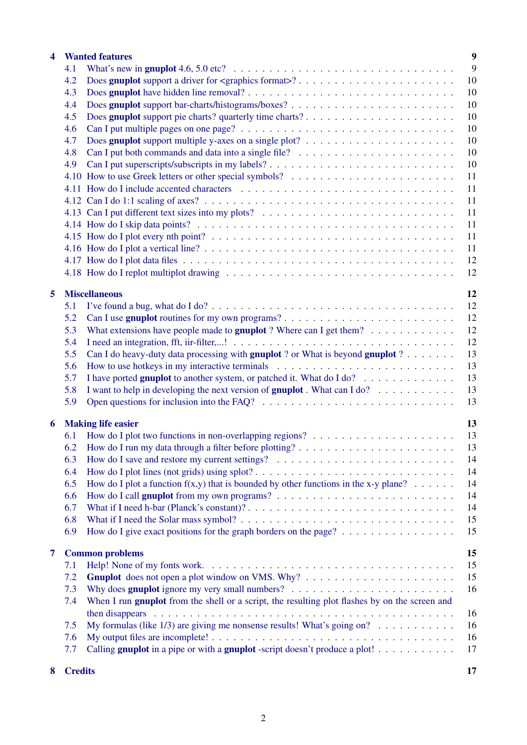**4 Wanted features** 9

- 4.1 What's new in **gnuplot** 4.6, 5.0 etc? 9
- 4.2 Does **gnuplot** support a driver for <graphics format>? 10
- 4.3 Does **gnuplot** have hidden line removal? 10
- 4.4 Does **gnuplot** support bar-charts/histograms/boxes? 10
- 4.5 Does **gnuplot** support pie charts? quarterly time charts? 10
- 4.6 Can I put multiple pages on one page? 10
- 4.7 Does **gnuplot** support multiple y-axes on a single plot? 10
- 4.8 Can I put both commands and data into a single file? 10
- 4.9 Can I put superscripts/subscripts in my labels? 10
- 4.10 How to use Greek letters or other special symbols? 11
- 4.11 How do I include accented characters 11
- 4.12 Can I do 1:1 scaling of axes? 11
- 4.13 Can I put different text sizes into my plots? 11
- 4.14 How do I skip data points? 11
- 4.15 How do I plot every nth point? 11
- 4.16 How do I plot a vertical line? 11
- 4.17 How do I plot data files 12
- 4.18 How do I replot multiplot drawing 12

**5 Miscellaneous** 12

- 5.1 I've found a bug, what do I do? 12
- 5.2 Can I use **gnuplot** routines for my own programs? 12
- 5.3 What extensions have people made to **gnuplot** ? Where can I get them? 12
- 5.4 I need an integration, fft, iir-filter,...! 12
- 5.5 Can I do heavy-duty data processing with **gnuplot** ? or What is beyond **gnuplot** ? 13
- 5.6 How to use hotkeys in my interactive terminals 13
- 5.7 I have ported **gnuplot** to another system, or patched it. What do I do? 13
- 5.8 I want to help in developing the next version of **gnuplot** . What can I do? 13
- 5.9 Open questions for inclusion into the FAQ? 13

**6 Making life easier** 13

- 6.1 How do I plot two functions in non-overlapping regions? 13
- 6.2 How do I run my data through a filter before plotting? 13
- 6.3 How do I save and restore my current settings? 14
- 6.4 How do I plot lines (not grids) using splot? 14
- 6.5 How do I plot a function f(x,y) that is bounded by other functions in the x-y plane? 14
- 6.6 How do I call **gnuplot** from my own programs? 14
- 6.7 What if I need h-bar (Planck's constant)? 14
- 6.8 What if I need the Solar mass symbol? 15
- 6.9 How do I give exact positions for the graph borders on the page? 15

**7 Common problems** 15

- 7.1 Help! None of my fonts work. 15
- 7.2 **Gnuplot** does not open a plot window on VMS. Why? 15
- 7.3 Why does **gnuplot** ignore my very small numbers? 16
- 7.4 When I run **gnuplot** from the shell or a script, the resulting plot flashes by on the screen and then disappears 16
- 7.5 My formulas (like 1/3) are giving me nonsense results! What's going on? 16
- 7.6 My output files are incomplete! 16
- 7.7 Calling **gnuplot** in a pipe or with a **gnuplot** -script doesn't produce a plot! 17

**8 Credits** 17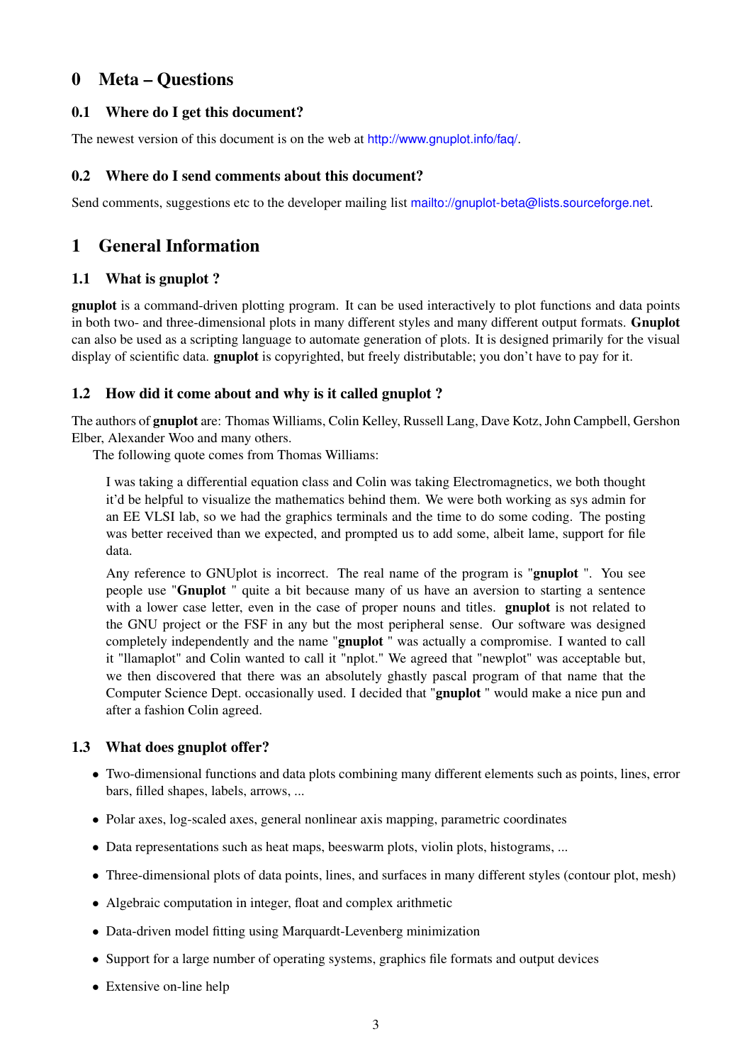# 0 Meta – Questions

## 0.1 Where do I get this document?

The newest version of this document is on the web at http://www.gnuplot.info/faq/.

## 0.2 Where do I send comments about this document?

Send comments, suggestions etc to the developer mailing list mailto://gnuplot-beta@lists.sourceforge.net.

# 1 General Information

## 1.1 What is gnuplot ?

**gnuplot** is a command-driven plotting program. It can be used interactively to plot functions and data points in both two- and three-dimensional plots in many different styles and many different output formats. **Gnuplot** can also be used as a scripting language to automate generation of plots. It is designed primarily for the visual display of scientific data. **gnuplot** is copyrighted, but freely distributable; you don't have to pay for it.

## 1.2 How did it come about and why is it called gnuplot ?

The authors of **gnuplot** are: Thomas Williams, Colin Kelley, Russell Lang, Dave Kotz, John Campbell, Gershon Elber, Alexander Woo and many others.

The following quote comes from Thomas Williams:

> I was taking a differential equation class and Colin was taking Electromagnetics, we both thought it'd be helpful to visualize the mathematics behind them. We were both working as sys admin for an EE VLSI lab, so we had the graphics terminals and the time to do some coding. The posting was better received than we expected, and prompted us to add some, albeit lame, support for file data.
>
> Any reference to GNUplot is incorrect. The real name of the program is "**gnuplot** ". You see people use "**Gnuplot** " quite a bit because many of us have an aversion to starting a sentence with a lower case letter, even in the case of proper nouns and titles. **gnuplot** is not related to the GNU project or the FSF in any but the most peripheral sense. Our software was designed completely independently and the name "**gnuplot** " was actually a compromise. I wanted to call it "llamaplot" and Colin wanted to call it "nplot." We agreed that "newplot" was acceptable but, we then discovered that there was an absolutely ghastly pascal program of that name that the Computer Science Dept. occasionally used. I decided that "**gnuplot** " would make a nice pun and after a fashion Colin agreed.

## 1.3 What does gnuplot offer?

- Two-dimensional functions and data plots combining many different elements such as points, lines, error bars, filled shapes, labels, arrows, ...
- Polar axes, log-scaled axes, general nonlinear axis mapping, parametric coordinates
- Data representations such as heat maps, beeswarm plots, violin plots, histograms, ...
- Three-dimensional plots of data points, lines, and surfaces in many different styles (contour plot, mesh)
- Algebraic computation in integer, float and complex arithmetic
- Data-driven model fitting using Marquardt-Levenberg minimization
- Support for a large number of operating systems, graphics file formats and output devices
- Extensive on-line help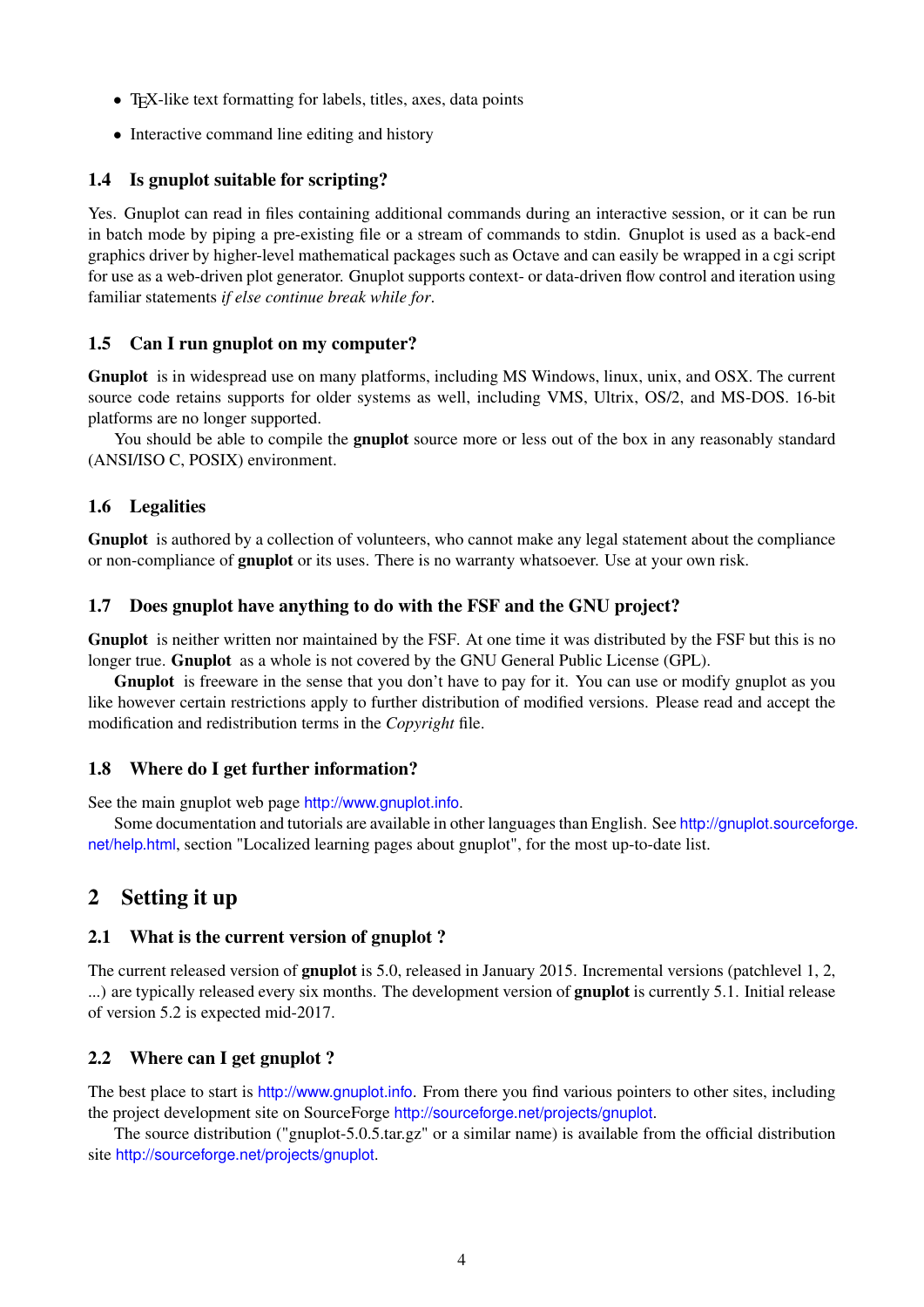- TEX-like text formatting for labels, titles, axes, data points
- Interactive command line editing and history

### 1.4 Is gnuplot suitable for scripting?

Yes. Gnuplot can read in files containing additional commands during an interactive session, or it can be run in batch mode by piping a pre-existing file or a stream of commands to stdin. Gnuplot is used as a back-end graphics driver by higher-level mathematical packages such as Octave and can easily be wrapped in a cgi script for use as a web-driven plot generator. Gnuplot supports context- or data-driven flow control and iteration using familiar statements *if else continue break while for*.

### 1.5 Can I run gnuplot on my computer?

**Gnuplot** is in widespread use on many platforms, including MS Windows, linux, unix, and OSX. The current source code retains supports for older systems as well, including VMS, Ultrix, OS/2, and MS-DOS. 16-bit platforms are no longer supported.

You should be able to compile the **gnuplot** source more or less out of the box in any reasonably standard (ANSI/ISO C, POSIX) environment.

### 1.6 Legalities

**Gnuplot** is authored by a collection of volunteers, who cannot make any legal statement about the compliance or non-compliance of **gnuplot** or its uses. There is no warranty whatsoever. Use at your own risk.

### 1.7 Does gnuplot have anything to do with the FSF and the GNU project?

**Gnuplot** is neither written nor maintained by the FSF. At one time it was distributed by the FSF but this is no longer true. **Gnuplot** as a whole is not covered by the GNU General Public License (GPL).

**Gnuplot** is freeware in the sense that you don't have to pay for it. You can use or modify gnuplot as you like however certain restrictions apply to further distribution of modified versions. Please read and accept the modification and redistribution terms in the *Copyright* file.

### 1.8 Where do I get further information?

See the main gnuplot web page http://www.gnuplot.info.

Some documentation and tutorials are available in other languages than English. See http://gnuplot.sourceforge.net/help.html, section "Localized learning pages about gnuplot", for the most up-to-date list.

## 2 Setting it up

### 2.1 What is the current version of gnuplot ?

The current released version of **gnuplot** is 5.0, released in January 2015. Incremental versions (patchlevel 1, 2, ...) are typically released every six months. The development version of **gnuplot** is currently 5.1. Initial release of version 5.2 is expected mid-2017.

### 2.2 Where can I get gnuplot ?

The best place to start is http://www.gnuplot.info. From there you find various pointers to other sites, including the project development site on SourceForge http://sourceforge.net/projects/gnuplot.

The source distribution ("gnuplot-5.0.5.tar.gz" or a similar name) is available from the official distribution site http://sourceforge.net/projects/gnuplot.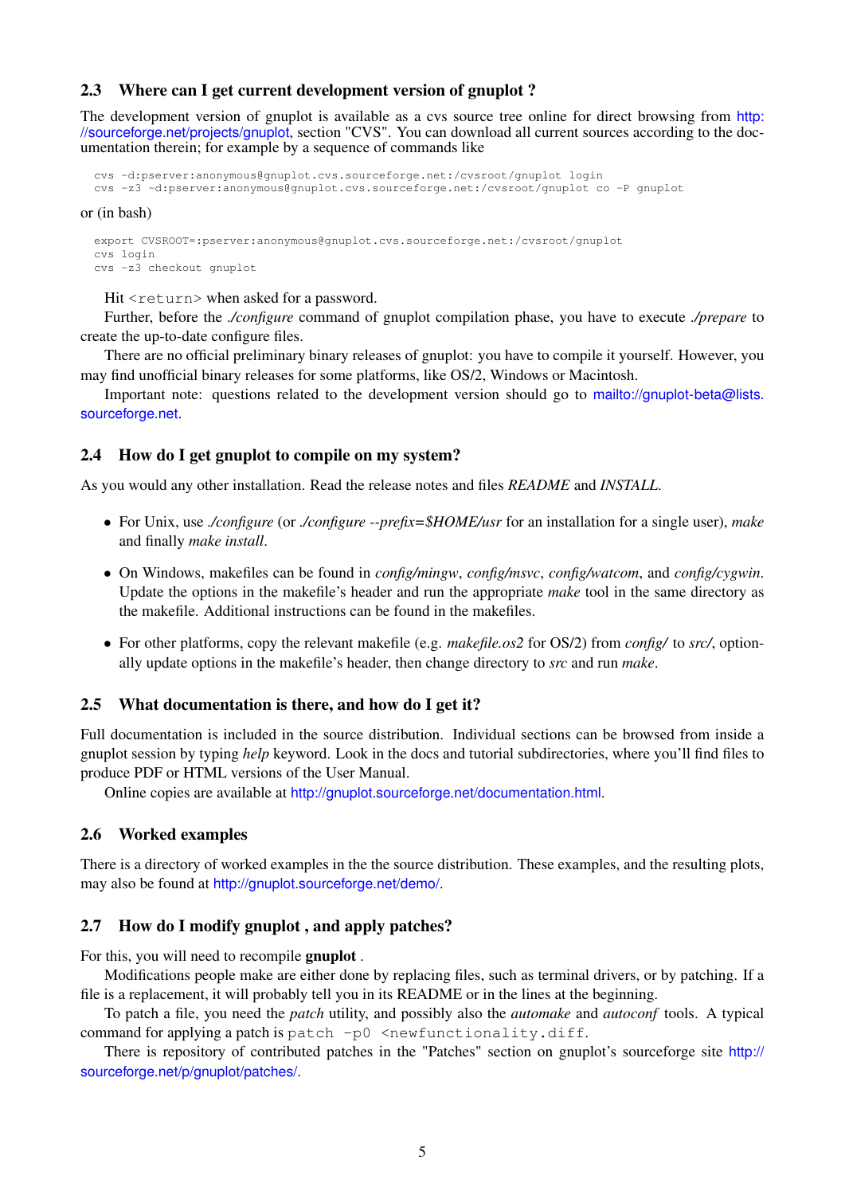## 2.3 Where can I get current development version of gnuplot ?

The development version of gnuplot is available as a cvs source tree online for direct browsing from http://sourceforge.net/projects/gnuplot, section "CVS". You can download all current sources according to the documentation therein; for example by a sequence of commands like

```
cvs -d:pserver:anonymous@gnuplot.cvs.sourceforge.net:/cvsroot/gnuplot login
cvs -z3 -d:pserver:anonymous@gnuplot.cvs.sourceforge.net:/cvsroot/gnuplot co -P gnuplot
```

or (in bash)

```
export CVSROOT=:pserver:anonymous@gnuplot.cvs.sourceforge.net:/cvsroot/gnuplot
cvs login
cvs -z3 checkout gnuplot
```

Hit `<return>` when asked for a password.

Further, before the *./configure* command of gnuplot compilation phase, you have to execute *./prepare* to create the up-to-date configure files.

There are no official preliminary binary releases of gnuplot: you have to compile it yourself. However, you may find unofficial binary releases for some platforms, like OS/2, Windows or Macintosh.

Important note: questions related to the development version should go to mailto://gnuplot-beta@lists.sourceforge.net.

## 2.4 How do I get gnuplot to compile on my system?

As you would any other installation. Read the release notes and files *README* and *INSTALL*.

- For Unix, use *./configure* (or *./configure --prefix=$HOME/usr* for an installation for a single user), *make* and finally *make install*.
- On Windows, makefiles can be found in *config/mingw*, *config/msvc*, *config/watcom*, and *config/cygwin*. Update the options in the makefile's header and run the appropriate *make* tool in the same directory as the makefile. Additional instructions can be found in the makefiles.
- For other platforms, copy the relevant makefile (e.g. *makefile.os2* for OS/2) from *config/* to *src/*, optionally update options in the makefile's header, then change directory to *src* and run *make*.

## 2.5 What documentation is there, and how do I get it?

Full documentation is included in the source distribution. Individual sections can be browsed from inside a gnuplot session by typing *help* keyword. Look in the docs and tutorial subdirectories, where you'll find files to produce PDF or HTML versions of the User Manual.

Online copies are available at http://gnuplot.sourceforge.net/documentation.html.

## 2.6 Worked examples

There is a directory of worked examples in the the source distribution. These examples, and the resulting plots, may also be found at http://gnuplot.sourceforge.net/demo/.

## 2.7 How do I modify gnuplot , and apply patches?

For this, you will need to recompile **gnuplot** .

Modifications people make are either done by replacing files, such as terminal drivers, or by patching. If a file is a replacement, it will probably tell you in its README or in the lines at the beginning.

To patch a file, you need the *patch* utility, and possibly also the *automake* and *autoconf* tools. A typical command for applying a patch is `patch -p0 <newfunctionality.diff`.

There is repository of contributed patches in the "Patches" section on gnuplot's sourceforge site http://sourceforge.net/p/gnuplot/patches/.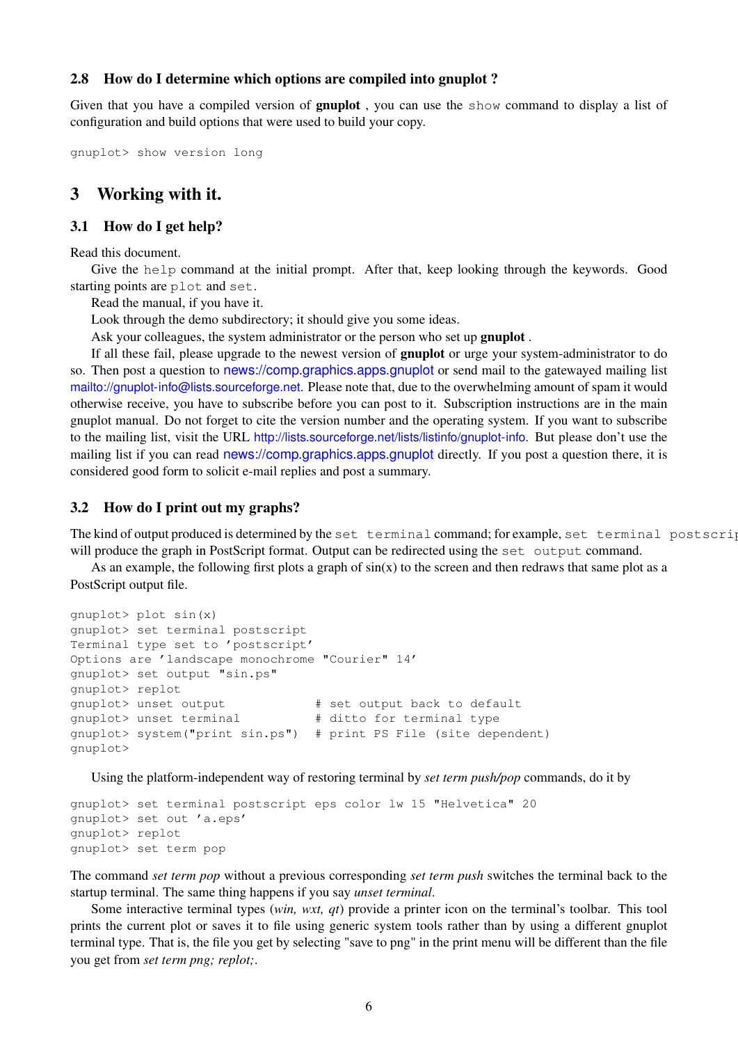### 2.8 How do I determine which options are compiled into gnuplot ?

Given that you have a compiled version of **gnuplot** , you can use the `show` command to display a list of configuration and build options that were used to build your copy.

```
gnuplot> show version long
```

## 3 Working with it.

### 3.1 How do I get help?

Read this document.

Give the `help` command at the initial prompt. After that, keep looking through the keywords. Good starting points are `plot` and `set`.

Read the manual, if you have it.

Look through the demo subdirectory; it should give you some ideas.

Ask your colleagues, the system administrator or the person who set up **gnuplot** .

If all these fail, please upgrade to the newest version of **gnuplot** or urge your system-administrator to do so. Then post a question to news://comp.graphics.apps.gnuplot or send mail to the gatewayed mailing list mailto://gnuplot-info@lists.sourceforge.net. Please note that, due to the overwhelming amount of spam it would otherwise receive, you have to subscribe before you can post to it. Subscription instructions are in the main gnuplot manual. Do not forget to cite the version number and the operating system. If you want to subscribe to the mailing list, visit the URL http://lists.sourceforge.net/lists/listinfo/gnuplot-info. But please don't use the mailing list if you can read news://comp.graphics.apps.gnuplot directly. If you post a question there, it is considered good form to solicit e-mail replies and post a summary.

### 3.2 How do I print out my graphs?

The kind of output produced is determined by the `set terminal` command; for example, `set terminal postscript` will produce the graph in PostScript format. Output can be redirected using the `set output` command.

As an example, the following first plots a graph of sin(x) to the screen and then redraws that same plot as a PostScript output file.

```
gnuplot> plot sin(x)
gnuplot> set terminal postscript
Terminal type set to 'postscript'
Options are 'landscape monochrome "Courier" 14'
gnuplot> set output "sin.ps"
gnuplot> replot
gnuplot> unset output            # set output back to default
gnuplot> unset terminal          # ditto for terminal type
gnuplot> system("print sin.ps")  # print PS File (site dependent)
gnuplot>
```

Using the platform-independent way of restoring terminal by *set term push/pop* commands, do it by

```
gnuplot> set terminal postscript eps color lw 15 "Helvetica" 20
gnuplot> set out 'a.eps'
gnuplot> replot
gnuplot> set term pop
```

The command *set term pop* without a previous corresponding *set term push* switches the terminal back to the startup terminal. The same thing happens if you say *unset terminal*.

Some interactive terminal types (*win, wxt, qt*) provide a printer icon on the terminal's toolbar. This tool prints the current plot or saves it to file using generic system tools rather than by using a different gnuplot terminal type. That is, the file you get by selecting "save to png" in the print menu will be different than the file you get from *set term png; replot;*.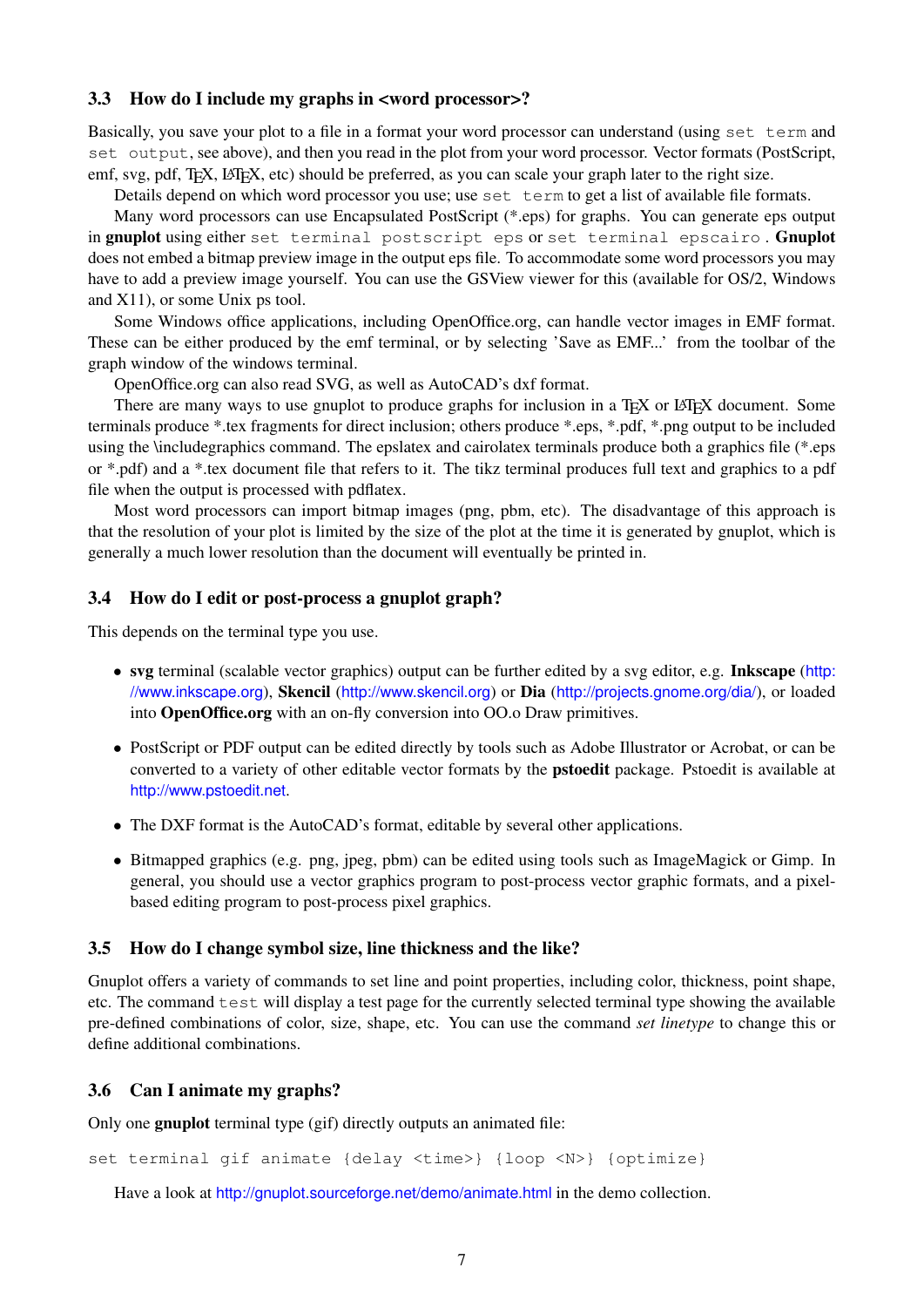### 3.3 How do I include my graphs in <word processor>?

Basically, you save your plot to a file in a format your word processor can understand (using `set term` and `set output`, see above), and then you read in the plot from your word processor. Vector formats (PostScript, emf, svg, pdf, TeX, LaTeX, etc) should be preferred, as you can scale your graph later to the right size.

Details depend on which word processor you use; use `set term` to get a list of available file formats.

Many word processors can use Encapsulated PostScript (*.eps) for graphs. You can generate eps output in **gnuplot** using either `set terminal postscript eps` or `set terminal epscairo`. **Gnuplot** does not embed a bitmap preview image in the output eps file. To accommodate some word processors you may have to add a preview image yourself. You can use the GSView viewer for this (available for OS/2, Windows and X11), or some Unix ps tool.

Some Windows office applications, including OpenOffice.org, can handle vector images in EMF format. These can be either produced by the emf terminal, or by selecting 'Save as EMF...' from the toolbar of the graph window of the windows terminal.

OpenOffice.org can also read SVG, as well as AutoCAD's dxf format.

There are many ways to use gnuplot to produce graphs for inclusion in a TeX or LaTeX document. Some terminals produce *.tex fragments for direct inclusion; others produce *.eps, *.pdf, *.png output to be included using the \includegraphics command. The epslatex and cairolatex terminals produce both a graphics file (*.eps or *.pdf) and a *.tex document file that refers to it. The tikz terminal produces full text and graphics to a pdf file when the output is processed with pdflatex.

Most word processors can import bitmap images (png, pbm, etc). The disadvantage of this approach is that the resolution of your plot is limited by the size of the plot at the time it is generated by gnuplot, which is generally a much lower resolution than the document will eventually be printed in.

### 3.4 How do I edit or post-process a gnuplot graph?

This depends on the terminal type you use.

- **svg** terminal (scalable vector graphics) output can be further edited by a svg editor, e.g. **Inkscape** (http://www.inkscape.org), **Skencil** (http://www.skencil.org) or **Dia** (http://projects.gnome.org/dia/), or loaded into **OpenOffice.org** with an on-fly conversion into OO.o Draw primitives.

- PostScript or PDF output can be edited directly by tools such as Adobe Illustrator or Acrobat, or can be converted to a variety of other editable vector formats by the **pstoedit** package. Pstoedit is available at http://www.pstoedit.net.

- The DXF format is the AutoCAD's format, editable by several other applications.

- Bitmapped graphics (e.g. png, jpeg, pbm) can be edited using tools such as ImageMagick or Gimp. In general, you should use a vector graphics program to post-process vector graphic formats, and a pixel-based editing program to post-process pixel graphics.

### 3.5 How do I change symbol size, line thickness and the like?

Gnuplot offers a variety of commands to set line and point properties, including color, thickness, point shape, etc. The command `test` will display a test page for the currently selected terminal type showing the available pre-defined combinations of color, size, shape, etc. You can use the command *set linetype* to change this or define additional combinations.

### 3.6 Can I animate my graphs?

Only one **gnuplot** terminal type (gif) directly outputs an animated file:

```
set terminal gif animate {delay <time>} {loop <N>} {optimize}
```

Have a look at http://gnuplot.sourceforge.net/demo/animate.html in the demo collection.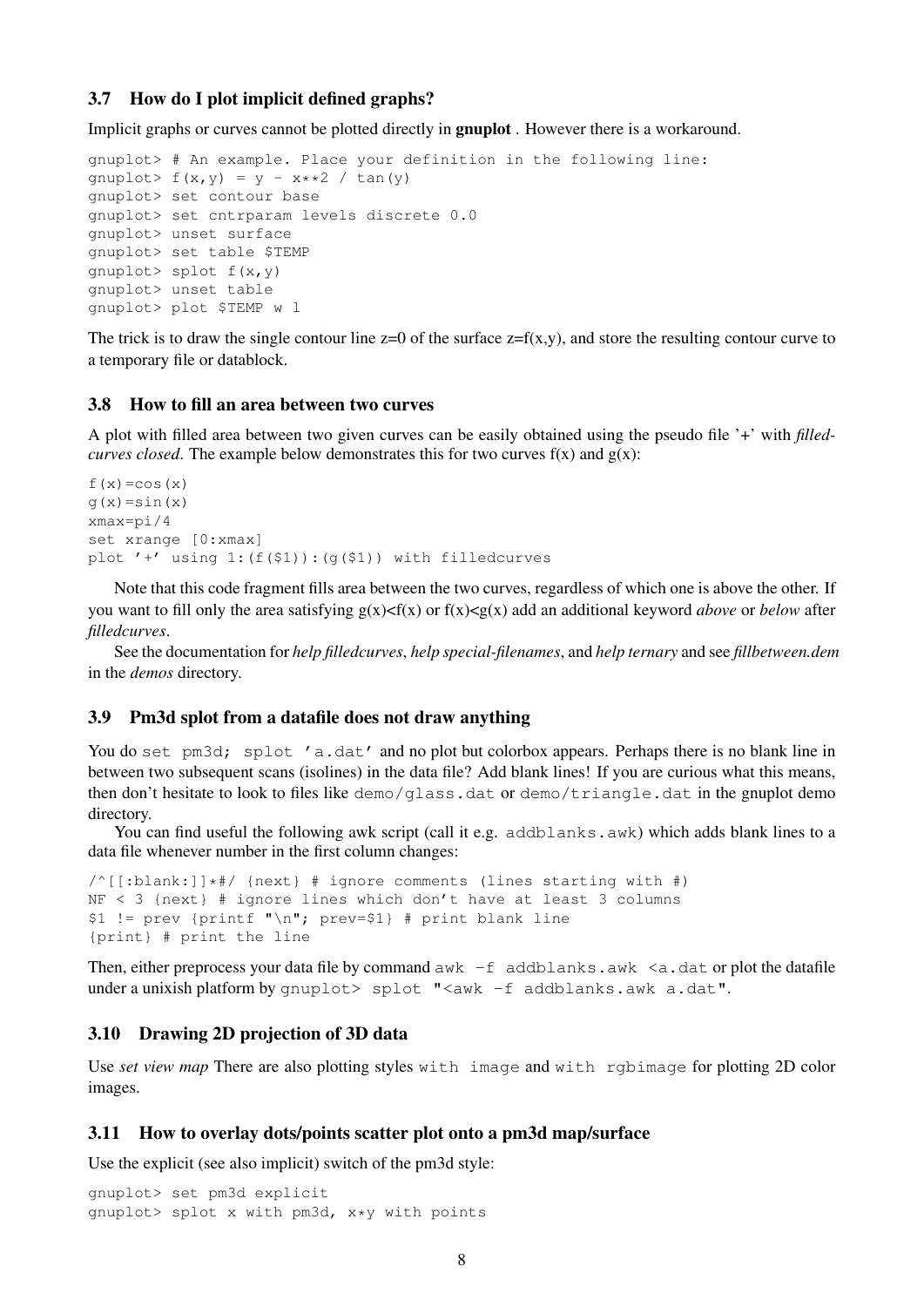### 3.7 How do I plot implicit defined graphs?

Implicit graphs or curves cannot be plotted directly in **gnuplot** . However there is a workaround.

```
gnuplot> # An example. Place your definition in the following line:
gnuplot> f(x,y) = y - x**2 / tan(y)
gnuplot> set contour base
gnuplot> set cntrparam levels discrete 0.0
gnuplot> unset surface
gnuplot> set table $TEMP
gnuplot> splot f(x,y)
gnuplot> unset table
gnuplot> plot $TEMP w l
```

The trick is to draw the single contour line z=0 of the surface z=f(x,y), and store the resulting contour curve to a temporary file or datablock.

### 3.8 How to fill an area between two curves

A plot with filled area between two given curves can be easily obtained using the pseudo file '+' with *filledcurves closed*. The example below demonstrates this for two curves f(x) and g(x):

```
f(x)=cos(x)
g(x)=sin(x)
xmax=pi/4
set xrange [0:xmax]
plot '+' using 1:(f($1)):(g($1)) with filledcurves
```

Note that this code fragment fills area between the two curves, regardless of which one is above the other. If you want to fill only the area satisfying g(x)<f(x) or f(x)<g(x) add an additional keyword *above* or *below* after *filledcurves*.

See the documentation for *help filledcurves*, *help special-filenames*, and *help ternary* and see *fillbetween.dem* in the *demos* directory.

### 3.9 Pm3d splot from a datafile does not draw anything

You do `set pm3d; splot 'a.dat'` and no plot but colorbox appears. Perhaps there is no blank line in between two subsequent scans (isolines) in the data file? Add blank lines! If you are curious what this means, then don't hesitate to look to files like `demo/glass.dat` or `demo/triangle.dat` in the gnuplot demo directory.

You can find useful the following awk script (call it e.g. `addblanks.awk`) which adds blank lines to a data file whenever number in the first column changes:

```
/^[[:blank:]]*#/ {next} # ignore comments (lines starting with #)
NF < 3 {next} # ignore lines which don't have at least 3 columns
$1 != prev {printf "\n"; prev=$1} # print blank line
{print} # print the line
```

Then, either preprocess your data file by command `awk -f addblanks.awk <a.dat` or plot the datafile under a unixish platform by `gnuplot> splot "<awk -f addblanks.awk a.dat"`.

### 3.10 Drawing 2D projection of 3D data

Use *set view map* There are also plotting styles `with image` and `with rgbimage` for plotting 2D color images.

### 3.11 How to overlay dots/points scatter plot onto a pm3d map/surface

Use the explicit (see also implicit) switch of the pm3d style:

```
gnuplot> set pm3d explicit
gnuplot> splot x with pm3d, x*y with points
```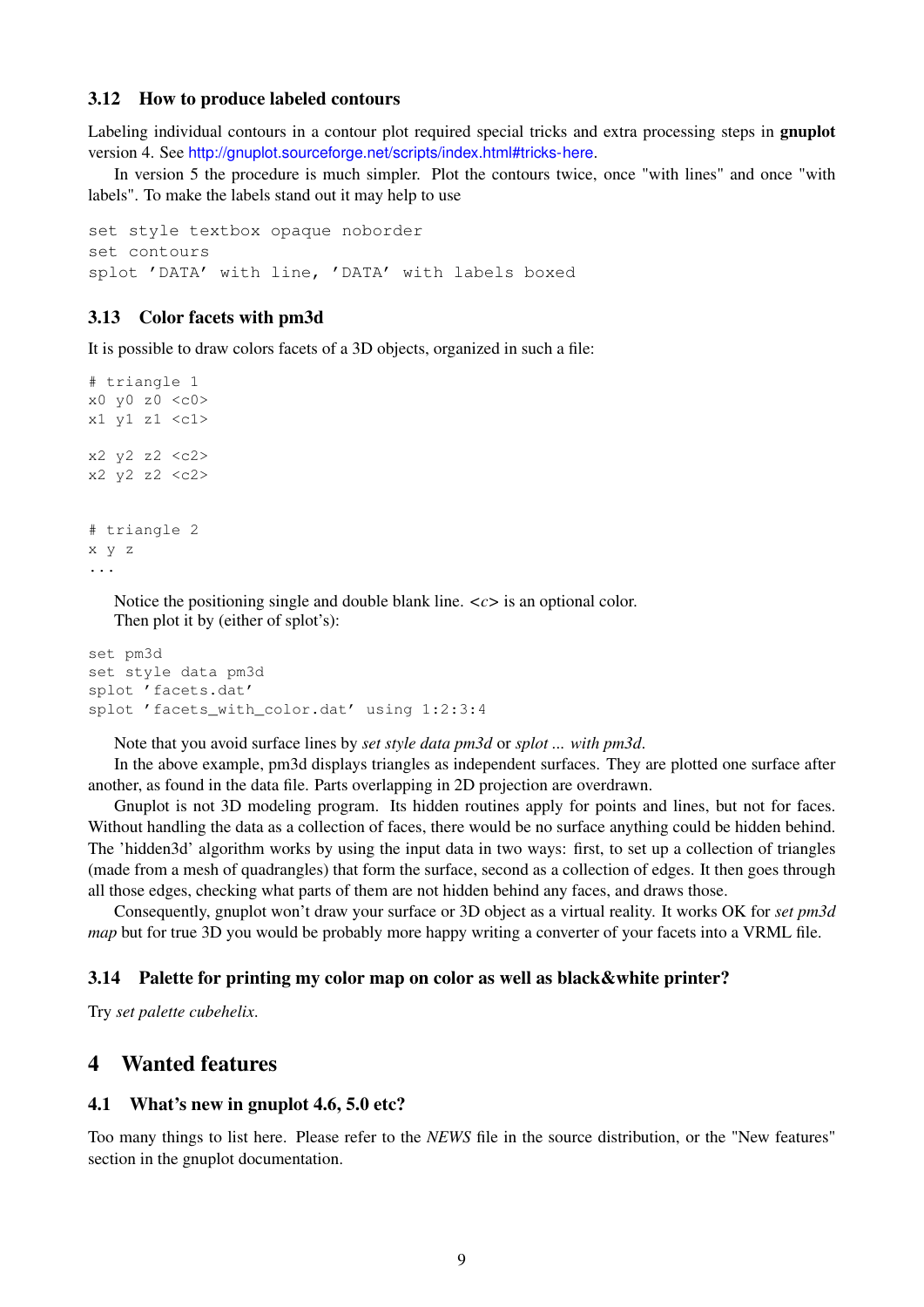### 3.12 How to produce labeled contours

Labeling individual contours in a contour plot required special tricks and extra processing steps in **gnuplot** version 4. See http://gnuplot.sourceforge.net/scripts/index.html#tricks-here.

In version 5 the procedure is much simpler. Plot the contours twice, once "with lines" and once "with labels". To make the labels stand out it may help to use

```
set style textbox opaque noborder
set contours
splot 'DATA' with line, 'DATA' with labels boxed
```

### 3.13 Color facets with pm3d

It is possible to draw colors facets of a 3D objects, organized in such a file:

```
# triangle 1
x0 y0 z0 <c0>
x1 y1 z1 <c1>

x2 y2 z2 <c2>
x2 y2 z2 <c2>


# triangle 2
x y z
...
```

Notice the positioning single and double blank line. <*c*> is an optional color.
Then plot it by (either of splot's):

```
set pm3d
set style data pm3d
splot 'facets.dat'
splot 'facets_with_color.dat' using 1:2:3:4
```

Note that you avoid surface lines by *set style data pm3d* or *splot ... with pm3d*.

In the above example, pm3d displays triangles as independent surfaces. They are plotted one surface after another, as found in the data file. Parts overlapping in 2D projection are overdrawn.

Gnuplot is not 3D modeling program. Its hidden routines apply for points and lines, but not for faces. Without handling the data as a collection of faces, there would be no surface anything could be hidden behind. The 'hidden3d' algorithm works by using the input data in two ways: first, to set up a collection of triangles (made from a mesh of quadrangles) that form the surface, second as a collection of edges. It then goes through all those edges, checking what parts of them are not hidden behind any faces, and draws those.

Consequently, gnuplot won't draw your surface or 3D object as a virtual reality. It works OK for *set pm3d map* but for true 3D you would be probably more happy writing a converter of your facets into a VRML file.

### 3.14 Palette for printing my color map on color as well as black&white printer?

Try *set palette cubehelix*.

## 4 Wanted features

### 4.1 What's new in gnuplot 4.6, 5.0 etc?

Too many things to list here. Please refer to the *NEWS* file in the source distribution, or the "New features" section in the gnuplot documentation.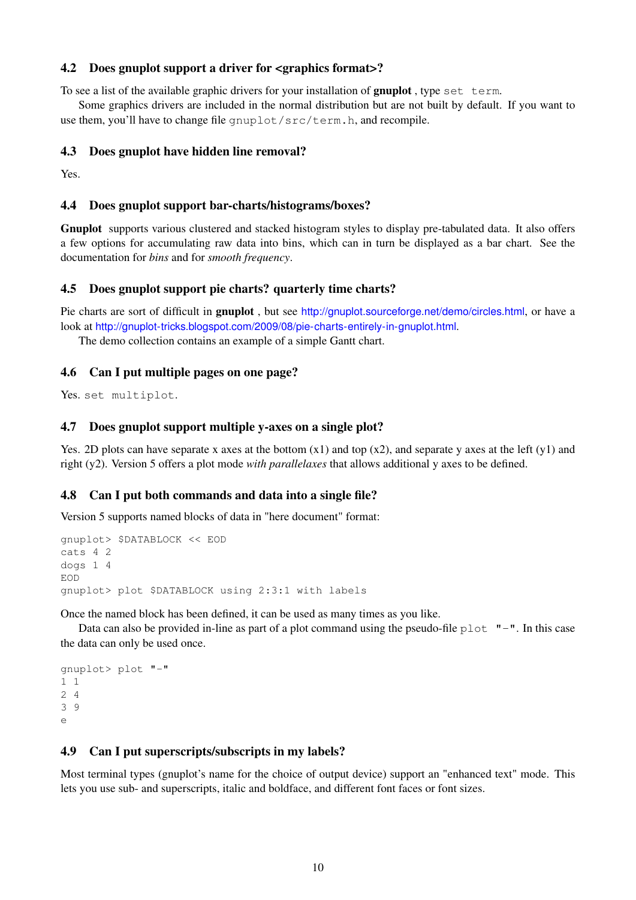### 4.2 Does gnuplot support a driver for <graphics format>?

To see a list of the available graphic drivers for your installation of **gnuplot** , type `set term`.

Some graphics drivers are included in the normal distribution but are not built by default. If you want to use them, you'll have to change file `gnuplot/src/term.h`, and recompile.

### 4.3 Does gnuplot have hidden line removal?

Yes.

### 4.4 Does gnuplot support bar-charts/histograms/boxes?

**Gnuplot** supports various clustered and stacked histogram styles to display pre-tabulated data. It also offers a few options for accumulating raw data into bins, which can in turn be displayed as a bar chart. See the documentation for *bins* and for *smooth frequency*.

### 4.5 Does gnuplot support pie charts? quarterly time charts?

Pie charts are sort of difficult in **gnuplot** , but see http://gnuplot.sourceforge.net/demo/circles.html, or have a look at http://gnuplot-tricks.blogspot.com/2009/08/pie-charts-entirely-in-gnuplot.html.

The demo collection contains an example of a simple Gantt chart.

### 4.6 Can I put multiple pages on one page?

Yes. `set multiplot`.

### 4.7 Does gnuplot support multiple y-axes on a single plot?

Yes. 2D plots can have separate x axes at the bottom (x1) and top (x2), and separate y axes at the left (y1) and right (y2). Version 5 offers a plot mode *with parallelaxes* that allows additional y axes to be defined.

### 4.8 Can I put both commands and data into a single file?

Version 5 supports named blocks of data in "here document" format:

```
gnuplot> $DATABLOCK << EOD
cats 4 2
dogs 1 4
EOD
gnuplot> plot $DATABLOCK using 2:3:1 with labels
```

Once the named block has been defined, it can be used as many times as you like.

Data can also be provided in-line as part of a plot command using the pseudo-file `plot "-"`. In this case the data can only be used once.

```
gnuplot> plot "-"
1 1
2 4
3 9
e
```

### 4.9 Can I put superscripts/subscripts in my labels?

Most terminal types (gnuplot's name for the choice of output device) support an "enhanced text" mode. This lets you use sub- and superscripts, italic and boldface, and different font faces or font sizes.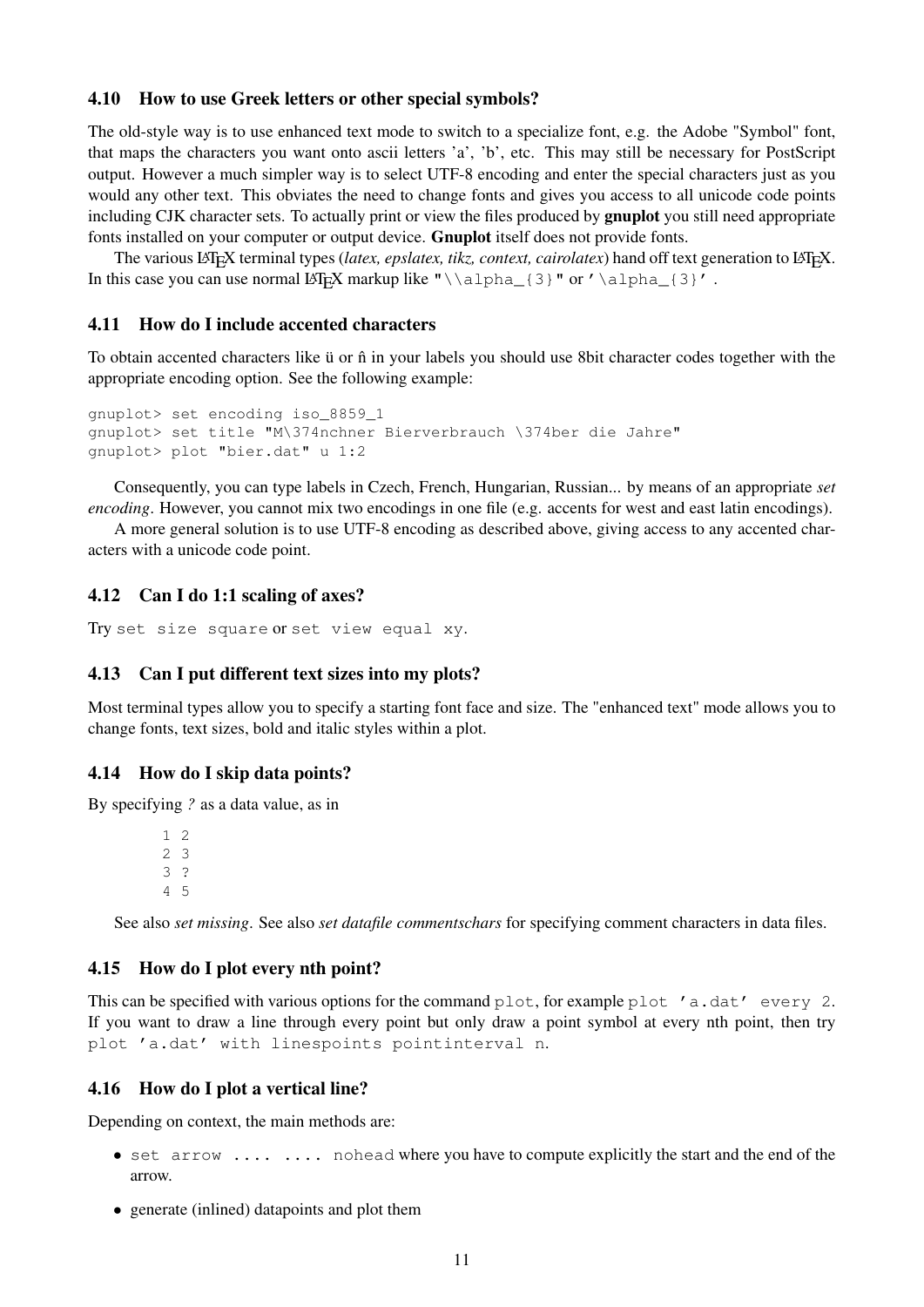### 4.10 How to use Greek letters or other special symbols?

The old-style way is to use enhanced text mode to switch to a specialize font, e.g. the Adobe "Symbol" font, that maps the characters you want onto ascii letters 'a', 'b', etc. This may still be necessary for PostScript output. However a much simpler way is to select UTF-8 encoding and enter the special characters just as you would any other text. This obviates the need to change fonts and gives you access to all unicode code points including CJK character sets. To actually print or view the files produced by **gnuplot** you still need appropriate fonts installed on your computer or output device. **Gnuplot** itself does not provide fonts.

The various LaTeX terminal types (*latex, epslatex, tikz, context, cairolatex*) hand off text generation to LaTeX. In this case you can use normal LaTeX markup like `"\\alpha_{3}"` or `'\alpha_{3}'`.

### 4.11 How do I include accented characters

To obtain accented characters like ü or ñ in your labels you should use 8bit character codes together with the appropriate encoding option. See the following example:

```
gnuplot> set encoding iso_8859_1
gnuplot> set title "M\374nchner Bierverbrauch \374ber die Jahre"
gnuplot> plot "bier.dat" u 1:2
```

Consequently, you can type labels in Czech, French, Hungarian, Russian... by means of an appropriate *set encoding*. However, you cannot mix two encodings in one file (e.g. accents for west and east latin encodings).

A more general solution is to use UTF-8 encoding as described above, giving access to any accented characters with a unicode code point.

### 4.12 Can I do 1:1 scaling of axes?

Try `set size square` or `set view equal xy`.

### 4.13 Can I put different text sizes into my plots?

Most terminal types allow you to specify a starting font face and size. The "enhanced text" mode allows you to change fonts, text sizes, bold and italic styles within a plot.

### 4.14 How do I skip data points?

By specifying *?* as a data value, as in

```
1 2
2 3
3 ?
4 5
```

See also *set missing*. See also *set datafile commentschars* for specifying comment characters in data files.

### 4.15 How do I plot every nth point?

This can be specified with various options for the command `plot`, for example `plot 'a.dat' every 2`. If you want to draw a line through every point but only draw a point symbol at every nth point, then try `plot 'a.dat' with linespoints pointinterval n`.

### 4.16 How do I plot a vertical line?

Depending on context, the main methods are:

- `set arrow .... .... nohead` where you have to compute explicitly the start and the end of the arrow.
- generate (inlined) datapoints and plot them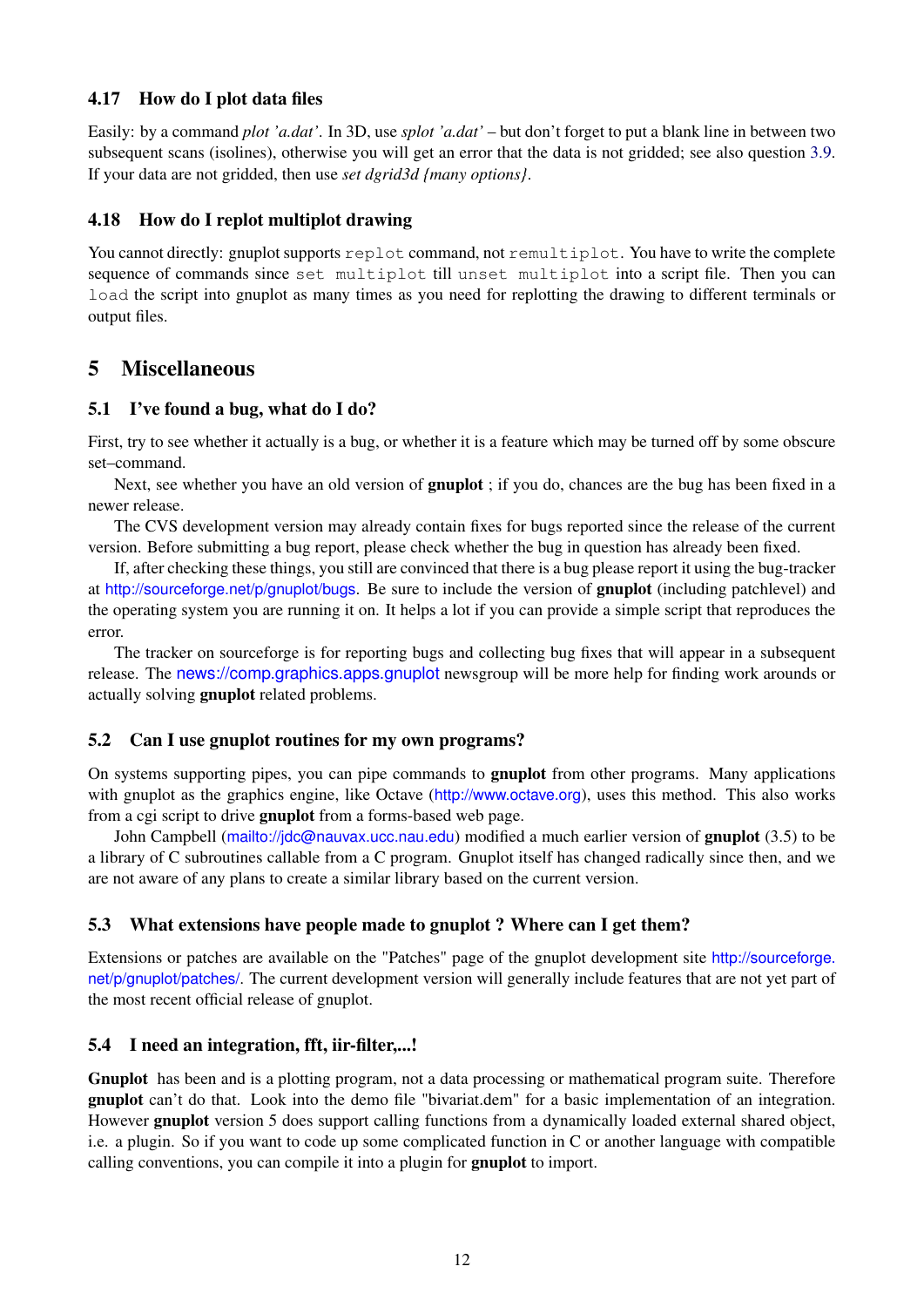### 4.17 How do I plot data files

Easily: by a command *plot 'a.dat'*. In 3D, use *splot 'a.dat'* – but don't forget to put a blank line in between two subsequent scans (isolines), otherwise you will get an error that the data is not gridded; see also question 3.9. If your data are not gridded, then use *set dgrid3d {many options}*.

### 4.18 How do I replot multiplot drawing

You cannot directly: gnuplot supports `replot` command, not `remultiplot`. You have to write the complete sequence of commands since `set multiplot` till `unset multiplot` into a script file. Then you can `load` the script into gnuplot as many times as you need for replotting the drawing to different terminals or output files.

## 5 Miscellaneous

### 5.1 I've found a bug, what do I do?

First, try to see whether it actually is a bug, or whether it is a feature which may be turned off by some obscure set–command.

Next, see whether you have an old version of **gnuplot** ; if you do, chances are the bug has been fixed in a newer release.

The CVS development version may already contain fixes for bugs reported since the release of the current version. Before submitting a bug report, please check whether the bug in question has already been fixed.

If, after checking these things, you still are convinced that there is a bug please report it using the bug-tracker at http://sourceforge.net/p/gnuplot/bugs. Be sure to include the version of **gnuplot** (including patchlevel) and the operating system you are running it on. It helps a lot if you can provide a simple script that reproduces the error.

The tracker on sourceforge is for reporting bugs and collecting bug fixes that will appear in a subsequent release. The news://comp.graphics.apps.gnuplot newsgroup will be more help for finding work arounds or actually solving **gnuplot** related problems.

### 5.2 Can I use gnuplot routines for my own programs?

On systems supporting pipes, you can pipe commands to **gnuplot** from other programs. Many applications with gnuplot as the graphics engine, like Octave (http://www.octave.org), uses this method. This also works from a cgi script to drive **gnuplot** from a forms-based web page.

John Campbell (mailto://jdc@nauvax.ucc.nau.edu) modified a much earlier version of **gnuplot** (3.5) to be a library of C subroutines callable from a C program. Gnuplot itself has changed radically since then, and we are not aware of any plans to create a similar library based on the current version.

### 5.3 What extensions have people made to gnuplot ? Where can I get them?

Extensions or patches are available on the "Patches" page of the gnuplot development site http://sourceforge.net/p/gnuplot/patches/. The current development version will generally include features that are not yet part of the most recent official release of gnuplot.

### 5.4 I need an integration, fft, iir-filter,...!

**Gnuplot** has been and is a plotting program, not a data processing or mathematical program suite. Therefore **gnuplot** can't do that. Look into the demo file "bivariat.dem" for a basic implementation of an integration. However **gnuplot** version 5 does support calling functions from a dynamically loaded external shared object, i.e. a plugin. So if you want to code up some complicated function in C or another language with compatible calling conventions, you can compile it into a plugin for **gnuplot** to import.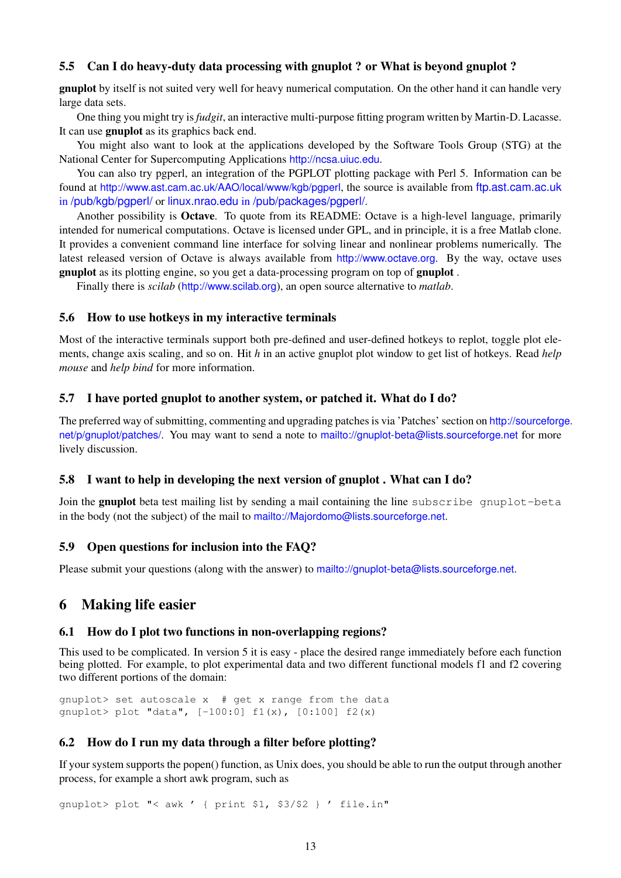### 5.5 Can I do heavy-duty data processing with gnuplot ? or What is beyond gnuplot ?

**gnuplot** by itself is not suited very well for heavy numerical computation. On the other hand it can handle very large data sets.

One thing you might try is *fudgit*, an interactive multi-purpose fitting program written by Martin-D. Lacasse. It can use **gnuplot** as its graphics back end.

You might also want to look at the applications developed by the Software Tools Group (STG) at the National Center for Supercomputing Applications http://ncsa.uiuc.edu.

You can also try pgperl, an integration of the PGPLOT plotting package with Perl 5. Information can be found at http://www.ast.cam.ac.uk/AAO/local/www/kgb/pgperl, the source is available from ftp.ast.cam.ac.uk in /pub/kgb/pgperl/ or linux.nrao.edu in /pub/packages/pgperl/.

Another possibility is **Octave**. To quote from its README: Octave is a high-level language, primarily intended for numerical computations. Octave is licensed under GPL, and in principle, it is a free Matlab clone. It provides a convenient command line interface for solving linear and nonlinear problems numerically. The latest released version of Octave is always available from http://www.octave.org. By the way, octave uses **gnuplot** as its plotting engine, so you get a data-processing program on top of **gnuplot** .

Finally there is *scilab* (http://www.scilab.org), an open source alternative to *matlab*.

### 5.6 How to use hotkeys in my interactive terminals

Most of the interactive terminals support both pre-defined and user-defined hotkeys to replot, toggle plot elements, change axis scaling, and so on. Hit *h* in an active gnuplot plot window to get list of hotkeys. Read *help mouse* and *help bind* for more information.

### 5.7 I have ported gnuplot to another system, or patched it. What do I do?

The preferred way of submitting, commenting and upgrading patches is via 'Patches' section on http://sourceforge.net/p/gnuplot/patches/. You may want to send a note to mailto://gnuplot-beta@lists.sourceforge.net for more lively discussion.

### 5.8 I want to help in developing the next version of gnuplot . What can I do?

Join the **gnuplot** beta test mailing list by sending a mail containing the line `subscribe gnuplot-beta` in the body (not the subject) of the mail to mailto://Majordomo@lists.sourceforge.net.

### 5.9 Open questions for inclusion into the FAQ?

Please submit your questions (along with the answer) to mailto://gnuplot-beta@lists.sourceforge.net.

## 6 Making life easier

### 6.1 How do I plot two functions in non-overlapping regions?

This used to be complicated. In version 5 it is easy - place the desired range immediately before each function being plotted. For example, to plot experimental data and two different functional models f1 and f2 covering two different portions of the domain:

```
gnuplot> set autoscale x  # get x range from the data
gnuplot> plot "data", [-100:0] f1(x), [0:100] f2(x)
```

### 6.2 How do I run my data through a filter before plotting?

If your system supports the popen() function, as Unix does, you should be able to run the output through another process, for example a short awk program, such as

```
gnuplot> plot "< awk ' { print $1, $3/$2 } ' file.in"
```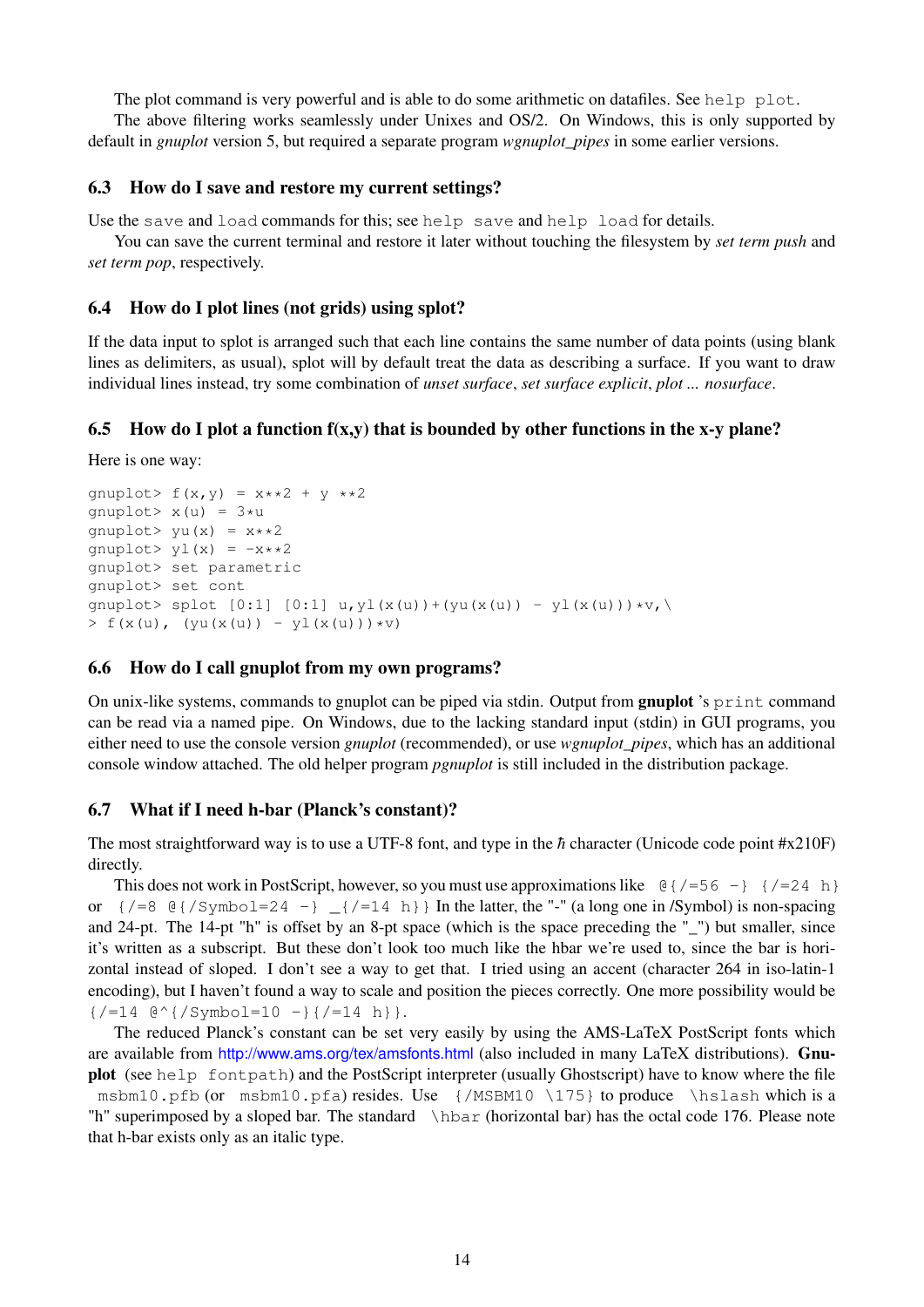The plot command is very powerful and is able to do some arithmetic on datafiles. See `help plot`.

The above filtering works seamlessly under Unixes and OS/2. On Windows, this is only supported by default in *gnuplot* version 5, but required a separate program *wgnuplot_pipes* in some earlier versions.

### 6.3 How do I save and restore my current settings?

Use the `save` and `load` commands for this; see `help save` and `help load` for details.

You can save the current terminal and restore it later without touching the filesystem by *set term push* and *set term pop*, respectively.

### 6.4 How do I plot lines (not grids) using splot?

If the data input to splot is arranged such that each line contains the same number of data points (using blank lines as delimiters, as usual), splot will by default treat the data as describing a surface. If you want to draw individual lines instead, try some combination of *unset surface*, *set surface explicit*, *plot ... nosurface*.

### 6.5 How do I plot a function f(x,y) that is bounded by other functions in the x-y plane?

Here is one way:

```
gnuplot> f(x,y) = x**2 + y **2
gnuplot> x(u) = 3*u
gnuplot> yu(x) = x**2
gnuplot> yl(x) = -x**2
gnuplot> set parametric
gnuplot> set cont
gnuplot> splot [0:1] [0:1] u,yl(x(u))+(yu(x(u)) - yl(x(u)))*v,\
> f(x(u), (yu(x(u)) - yl(x(u)))*v)
```

### 6.6 How do I call gnuplot from my own programs?

On unix-like systems, commands to gnuplot can be piped via stdin. Output from **gnuplot** 's `print` command can be read via a named pipe. On Windows, due to the lacking standard input (stdin) in GUI programs, you either need to use the console version *gnuplot* (recommended), or use *wgnuplot_pipes*, which has an additional console window attached. The old helper program *pgnuplot* is still included in the distribution package.

### 6.7 What if I need h-bar (Planck's constant)?

The most straightforward way is to use a UTF-8 font, and type in the ℏ character (Unicode code point #x210F) directly.

This does not work in PostScript, however, so you must use approximations like `@{/=56 -} {/=24 h}` or `{/=8 @{/Symbol=24 -} _{/=14 h}}` In the latter, the "-" (a long one in /Symbol) is non-spacing and 24-pt. The 14-pt "h" is offset by an 8-pt space (which is the space preceding the "_") but smaller, since it's written as a subscript. But these don't look too much like the hbar we're used to, since the bar is horizontal instead of sloped. I don't see a way to get that. I tried using an accent (character 264 in iso-latin-1 encoding), but I haven't found a way to scale and position the pieces correctly. One more possibility would be `{/=14 @^{/Symbol=10 -}{/=14 h}}`.

The reduced Planck's constant can be set very easily by using the AMS-LaTeX PostScript fonts which are available from http://www.ams.org/tex/amsfonts.html (also included in many LaTeX distributions). **Gnuplot** (see `help fontpath`) and the PostScript interpreter (usually Ghostscript) have to know where the file `msbm10.pfb` (or `msbm10.pfa`) resides. Use `{/MSBM10 \175}` to produce `\hslash` which is a "h" superimposed by a sloped bar. The standard `\hbar` (horizontal bar) has the octal code 176. Please note that h-bar exists only as an italic type.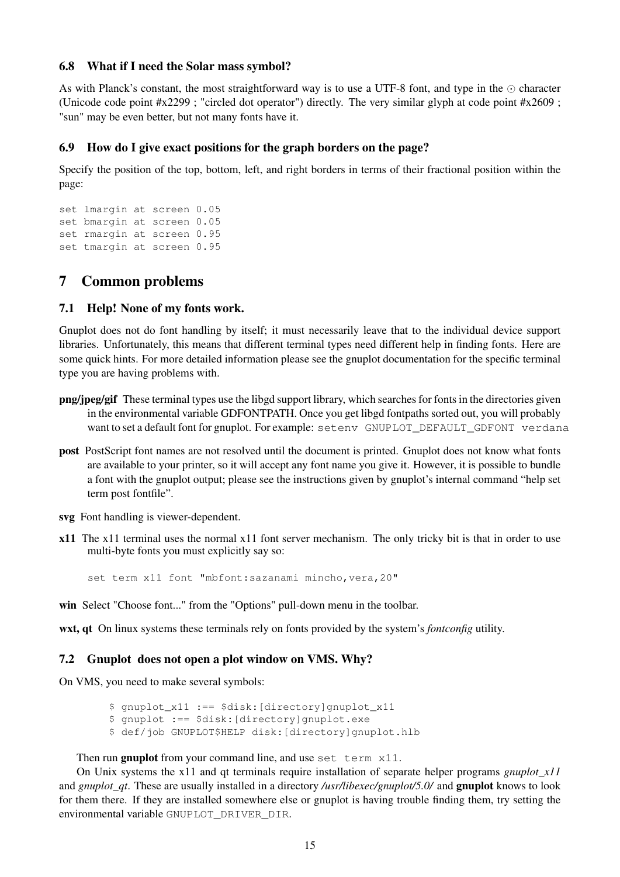### 6.8 What if I need the Solar mass symbol?

As with Planck's constant, the most straightforward way is to use a UTF-8 font, and type in the ⊙ character (Unicode code point #x2299 ; "circled dot operator") directly. The very similar glyph at code point #x2609 ; "sun" may be even better, but not many fonts have it.

### 6.9 How do I give exact positions for the graph borders on the page?

Specify the position of the top, bottom, left, and right borders in terms of their fractional position within the page:

```
set lmargin at screen 0.05
set bmargin at screen 0.05
set rmargin at screen 0.95
set tmargin at screen 0.95
```

## 7 Common problems

### 7.1 Help! None of my fonts work.

Gnuplot does not do font handling by itself; it must necessarily leave that to the individual device support libraries. Unfortunately, this means that different terminal types need different help in finding fonts. Here are some quick hints. For more detailed information please see the gnuplot documentation for the specific terminal type you are having problems with.

**png/jpeg/gif** These terminal types use the libgd support library, which searches for fonts in the directories given in the environmental variable GDFONTPATH. Once you get libgd fontpaths sorted out, you will probably want to set a default font for gnuplot. For example: `setenv GNUPLOT_DEFAULT_GDFONT verdana`

**post** PostScript font names are not resolved until the document is printed. Gnuplot does not know what fonts are available to your printer, so it will accept any font name you give it. However, it is possible to bundle a font with the gnuplot output; please see the instructions given by gnuplot's internal command "help set term post fontfile".

**svg** Font handling is viewer-dependent.

**x11** The x11 terminal uses the normal x11 font server mechanism. The only tricky bit is that in order to use multi-byte fonts you must explicitly say so:

```
set term x11 font "mbfont:sazanami mincho,vera,20"
```

**win** Select "Choose font..." from the "Options" pull-down menu in the toolbar.

**wxt, qt** On linux systems these terminals rely on fonts provided by the system's *fontconfig* utility.

### 7.2 Gnuplot does not open a plot window on VMS. Why?

On VMS, you need to make several symbols:

```
$ gnuplot_x11 :== $disk:[directory]gnuplot_x11
$ gnuplot :== $disk:[directory]gnuplot.exe
$ def/job GNUPLOT$HELP disk:[directory]gnuplot.hlb
```

Then run **gnuplot** from your command line, and use `set term x11`.

On Unix systems the x11 and qt terminals require installation of separate helper programs *gnuplot_x11* and *gnuplot_qt*. These are usually installed in a directory */usr/libexec/gnuplot/5.0/* and **gnuplot** knows to look for them there. If they are installed somewhere else or gnuplot is having trouble finding them, try setting the environmental variable `GNUPLOT_DRIVER_DIR`.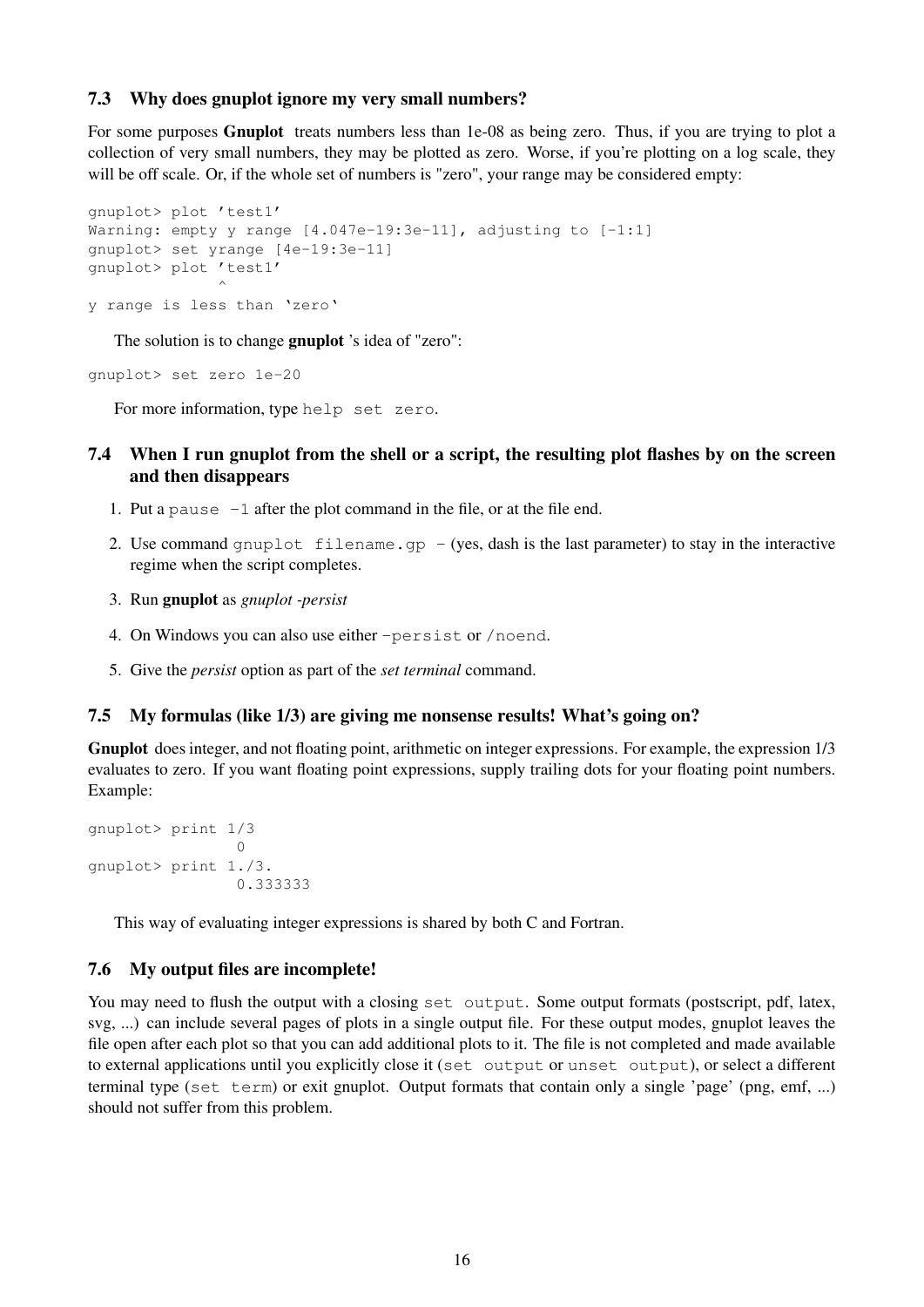### 7.3 Why does gnuplot ignore my very small numbers?

For some purposes **Gnuplot** treats numbers less than 1e-08 as being zero. Thus, if you are trying to plot a collection of very small numbers, they may be plotted as zero. Worse, if you're plotting on a log scale, they will be off scale. Or, if the whole set of numbers is "zero", your range may be considered empty:

```
gnuplot> plot 'test1'
Warning: empty y range [4.047e-19:3e-11], adjusting to [-1:1]
gnuplot> set yrange [4e-19:3e-11]
gnuplot> plot 'test1'
              ^
y range is less than `zero`
```

The solution is to change **gnuplot** 's idea of "zero":

```
gnuplot> set zero 1e-20
```

For more information, type `help set zero`.

### 7.4 When I run gnuplot from the shell or a script, the resulting plot flashes by on the screen and then disappears

1. Put a `pause -1` after the plot command in the file, or at the file end.
2. Use command `gnuplot filename.gp -` (yes, dash is the last parameter) to stay in the interactive regime when the script completes.
3. Run **gnuplot** as *gnuplot -persist*
4. On Windows you can also use either `-persist` or `/noend`.
5. Give the *persist* option as part of the *set terminal* command.

### 7.5 My formulas (like 1/3) are giving me nonsense results! What's going on?

**Gnuplot** does integer, and not floating point, arithmetic on integer expressions. For example, the expression 1/3 evaluates to zero. If you want floating point expressions, supply trailing dots for your floating point numbers. Example:

```
gnuplot> print 1/3
                0
gnuplot> print 1./3.
                0.333333
```

This way of evaluating integer expressions is shared by both C and Fortran.

### 7.6 My output files are incomplete!

You may need to flush the output with a closing `set output`. Some output formats (postscript, pdf, latex, svg, ...) can include several pages of plots in a single output file. For these output modes, gnuplot leaves the file open after each plot so that you can add additional plots to it. The file is not completed and made available to external applications until you explicitly close it (`set output` or `unset output`), or select a different terminal type (`set term`) or exit gnuplot. Output formats that contain only a single 'page' (png, emf, ...) should not suffer from this problem.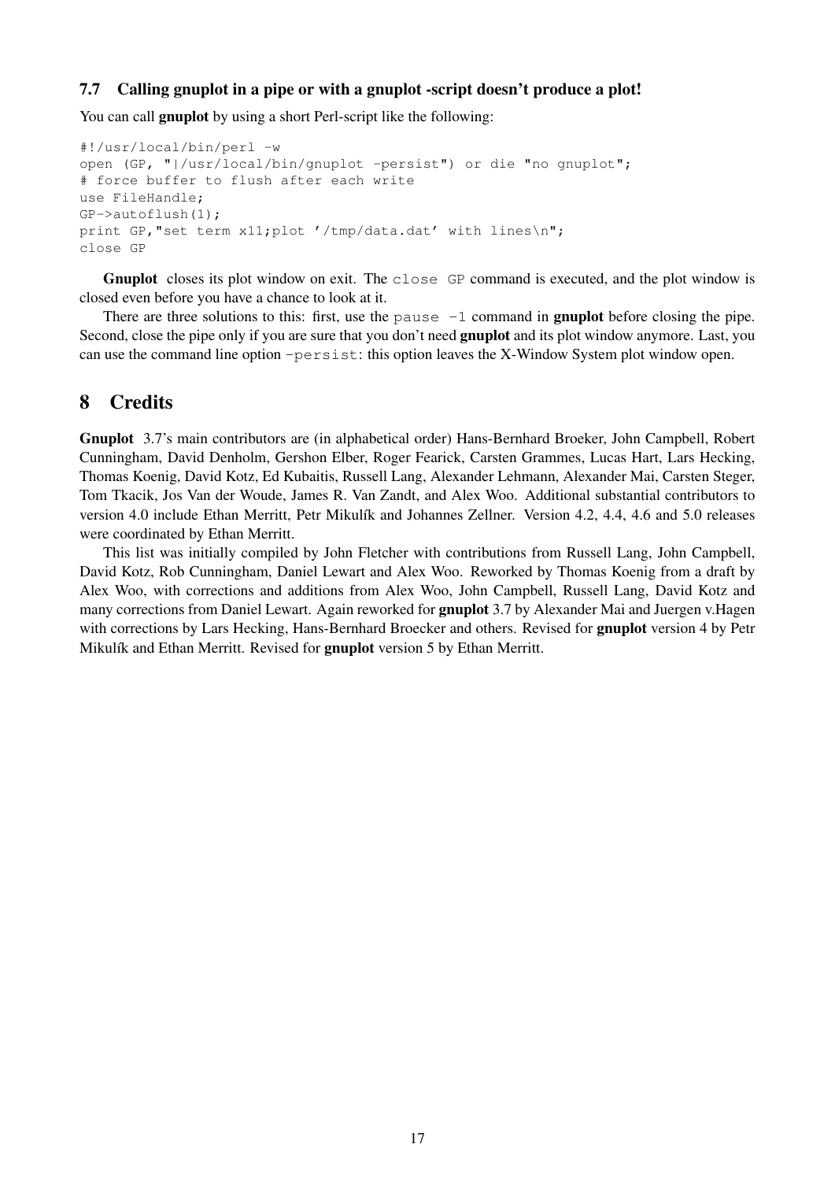### 7.7 Calling gnuplot in a pipe or with a gnuplot -script doesn't produce a plot!

You can call **gnuplot** by using a short Perl-script like the following:

```
#!/usr/local/bin/perl -w
open (GP, "|/usr/local/bin/gnuplot -persist") or die "no gnuplot";
# force buffer to flush after each write
use FileHandle;
GP->autoflush(1);
print GP,"set term x11;plot '/tmp/data.dat' with lines\n";
close GP
```

**Gnuplot** closes its plot window on exit. The `close GP` command is executed, and the plot window is closed even before you have a chance to look at it.

There are three solutions to this: first, use the `pause -1` command in **gnuplot** before closing the pipe. Second, close the pipe only if you are sure that you don't need **gnuplot** and its plot window anymore. Last, you can use the command line option `-persist`: this option leaves the X-Window System plot window open.

## 8 Credits

**Gnuplot** 3.7's main contributors are (in alphabetical order) Hans-Bernhard Broeker, John Campbell, Robert Cunningham, David Denholm, Gershon Elber, Roger Fearick, Carsten Grammes, Lucas Hart, Lars Hecking, Thomas Koenig, David Kotz, Ed Kubaitis, Russell Lang, Alexander Lehmann, Alexander Mai, Carsten Steger, Tom Tkacik, Jos Van der Woude, James R. Van Zandt, and Alex Woo. Additional substantial contributors to version 4.0 include Ethan Merritt, Petr Mikulík and Johannes Zellner. Version 4.2, 4.4, 4.6 and 5.0 releases were coordinated by Ethan Merritt.

This list was initially compiled by John Fletcher with contributions from Russell Lang, John Campbell, David Kotz, Rob Cunningham, Daniel Lewart and Alex Woo. Reworked by Thomas Koenig from a draft by Alex Woo, with corrections and additions from Alex Woo, John Campbell, Russell Lang, David Kotz and many corrections from Daniel Lewart. Again reworked for **gnuplot** 3.7 by Alexander Mai and Juergen v.Hagen with corrections by Lars Hecking, Hans-Bernhard Broecker and others. Revised for **gnuplot** version 4 by Petr Mikulík and Ethan Merritt. Revised for **gnuplot** version 5 by Ethan Merritt.